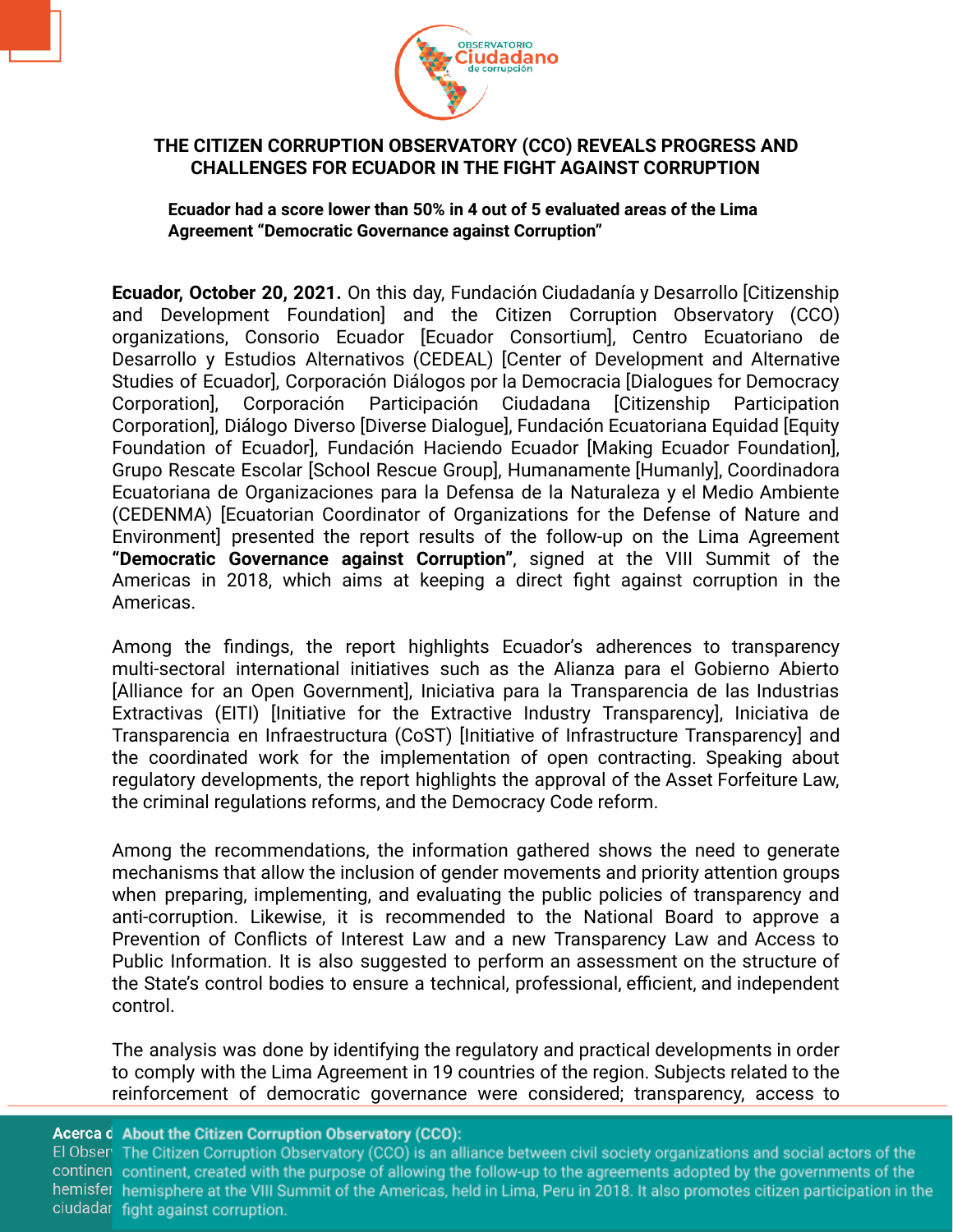# THE CITIZEN CORRUPTION OBSERVATORY (CCO) REVEALS PROGRESS AND CHALLENGES FOR ECUADOR IN THE FIGHT AGAINST CORRUPTION

**Ecuador had a score lower than 50% in 4 out of 5 evaluated areas of the Lima Agreement "Democratic Governance against Corruption"**

**Ecuador, October 20, 2021.** On this day, Fundación Ciudadanía y Desarrollo [Citizenship and Development Foundation] and the Citizen Corruption Observatory (CCO) organizations, Consorio Ecuador [Ecuador Consortium], Centro Ecuatoriano de Desarrollo y Estudios Alternativos (CEDEAL) [Center of Development and Alternative Studies of Ecuador], Corporación Diálogos por la Democracia [Dialogues for Democracy Corporation], Corporación Participación Ciudadana [Citizenship Participation Corporation], Diálogo Diverso [Diverse Dialogue], Fundación Ecuatoriana Equidad [Equity Foundation of Ecuador], Fundación Haciendo Ecuador [Making Ecuador Foundation], Grupo Rescate Escolar [School Rescue Group], Humanamente [Humanly], Coordinadora Ecuatoriana de Organizaciones para la Defensa de la Naturaleza y el Medio Ambiente (CEDENMA) [Ecuatorian Coordinator of Organizations for the Defense of Nature and Environment] presented the report results of the follow-up on the Lima Agreement **"Democratic Governance against Corruption"**, signed at the VIII Summit of the Americas in 2018, which aims at keeping a direct fight against corruption in the Americas.

Among the findings, the report highlights Ecuador's adherences to transparency multi-sectoral international initiatives such as the Alianza para el Gobierno Abierto [Alliance for an Open Government], Iniciativa para la Transparencia de las Industrias Extractivas (EITI) [Initiative for the Extractive Industry Transparency], Iniciativa de Transparencia en Infraestructura (CoST) [Initiative of Infrastructure Transparency] and the coordinated work for the implementation of open contracting. Speaking about regulatory developments, the report highlights the approval of the Asset Forfeiture Law, the criminal regulations reforms, and the Democracy Code reform.

Among the recommendations, the information gathered shows the need to generate mechanisms that allow the inclusion of gender movements and priority attention groups when preparing, implementing, and evaluating the public policies of transparency and anti-corruption. Likewise, it is recommended to the National Board to approve a Prevention of Conflicts of Interest Law and a new Transparency Law and Access to Public Information. It is also suggested to perform an assessment on the structure of the State's control bodies to ensure a technical, professional, efficient, and independent control.

The analysis was done by identifying the regulatory and practical developments in order to comply with the Lima Agreement in 19 countries of the region. Subjects related to the reinforcement of democratic governance were considered; transparency, access to

**About the Citizen Corruption Observatory (CCO):**
The Citizen Corruption Observatory (CCO) is an alliance between civil society organizations and social actors of the continent, created with the purpose of allowing the follow-up to the agreements adopted by the governments of the hemisphere at the VIII Summit of the Americas, held in Lima, Peru in 2018. It also promotes citizen participation in the fight against corruption.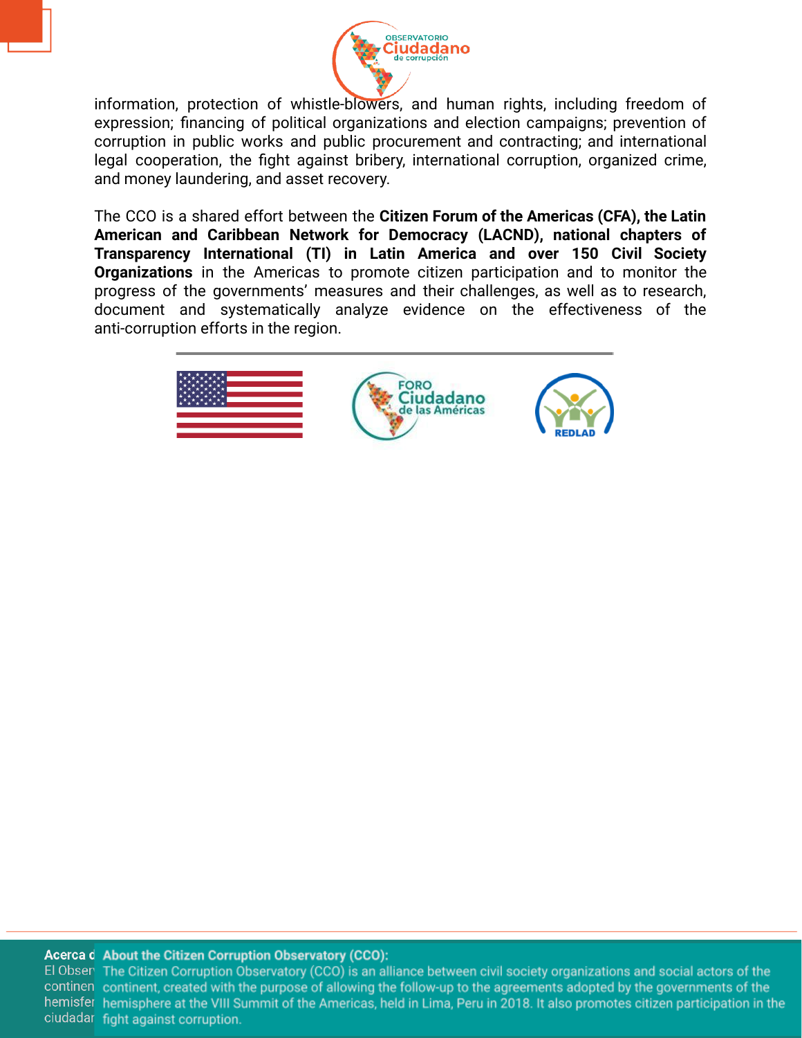information, protection of whistle-blowers, and human rights, including freedom of expression; financing of political organizations and election campaigns; prevention of corruption in public works and public procurement and contracting; and international legal cooperation, the fight against bribery, international corruption, organized crime, and money laundering, and asset recovery.

The CCO is a shared effort between the **Citizen Forum of the Americas (CFA), the Latin American and Caribbean Network for Democracy (LACND), national chapters of Transparency International (TI) in Latin America and over 150 Civil Society Organizations** in the Americas to promote citizen participation and to monitor the progress of the governments' measures and their challenges, as well as to research, document and systematically analyze evidence on the effectiveness of the anti-corruption efforts in the region.